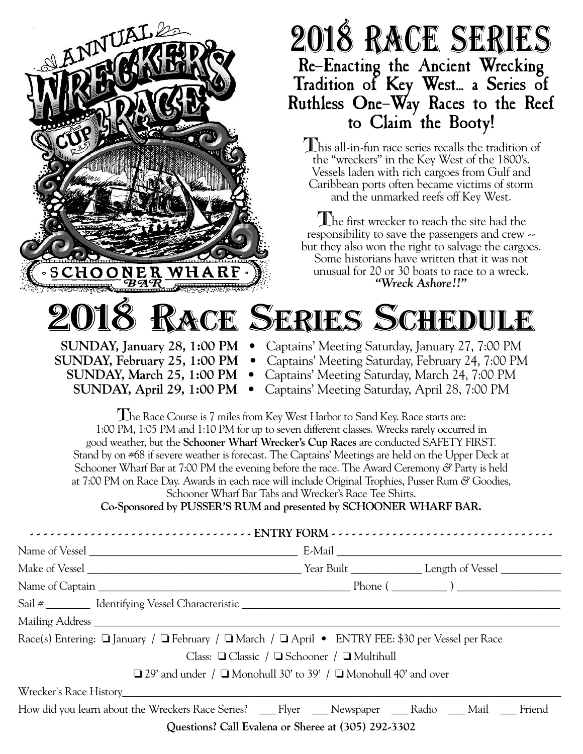ANNUAL WRECKER'S CUP RACE

SCHOONER WHARF BAR

# 2018 RACE SERIES

## Re–Enacting the Ancient Wrecking Tradition of Key West... a Series of Ruthless One–Way Races to the Reef to Claim the Booty!

This all-in-fun race series recalls the tradition of the "wreckers" in the Key West of the 1800's. Vessels laden with rich cargoes from Gulf and Caribbean ports often became victims of storm and the unmarked reefs off Key West.

The first wrecker to reach the site had the responsibility to save the passengers and crew -- but they also won the right to salvage the cargoes. Some historians have written that it was not unusual for 20 or 30 boats to race to a wreck. ***"Wreck Ashore!!"***

# 2018 Race Series Schedule

**SUNDAY, January 28, 1:00 PM** • Captains' Meeting Saturday, January 27, 7:00 PM
**SUNDAY, February 25, 1:00 PM** • Captains' Meeting Saturday, February 24, 7:00 PM
**SUNDAY, March 25, 1:00 PM** • Captains' Meeting Saturday, March 24, 7:00 PM
**SUNDAY, April 29, 1:00 PM** • Captains' Meeting Saturday, April 28, 7:00 PM

The Race Course is 7 miles from Key West Harbor to Sand Key. Race starts are: 1:00 PM, 1:05 PM and 1:10 PM for up to seven different classes. Wrecks rarely occurred in good weather, but the **Schooner Wharf Wrecker's Cup Races** are conducted SAFETY FIRST. Stand by on #68 if severe weather is forecast. The Captains' Meetings are held on the Upper Deck at Schooner Wharf Bar at 7:00 PM the evening before the race. The Award Ceremony & Party is held at 7:00 PM on Race Day. Awards in each race will include Original Trophies, Pusser Rum & Goodies, Schooner Wharf Bar Tabs and Wrecker's Race Tee Shirts.

**Co-Sponsored by PUSSER'S RUM and presented by SCHOONER WHARF BAR.**

---

**ENTRY FORM**

Name of Vessel ____________________ E-Mail ____________________

Make of Vessel ____________________ Year Built __________ Length of Vessel __________

Name of Captain ____________________ Phone ( ________ ) ______________

Sail # ________ Identifying Vessel Characteristic ____________________

Mailing Address ____________________

Race(s) Entering: ❑ January / ❑ February / ❑ March / ❑ April • ENTRY FEE: $30 per Vessel per Race

Class: ❑ Classic / ❑ Schooner / ❑ Multihull

❑ 29' and under / ❑ Monohull 30' to 39' / ❑ Monohull 40' and over

Wrecker's Race History____________________

How did you learn about the Wreckers Race Series? ___ Flyer ___ Newspaper ___ Radio ___ Mail ___ Friend

**Questions? Call Evalena or Sheree at (305) 292-3302**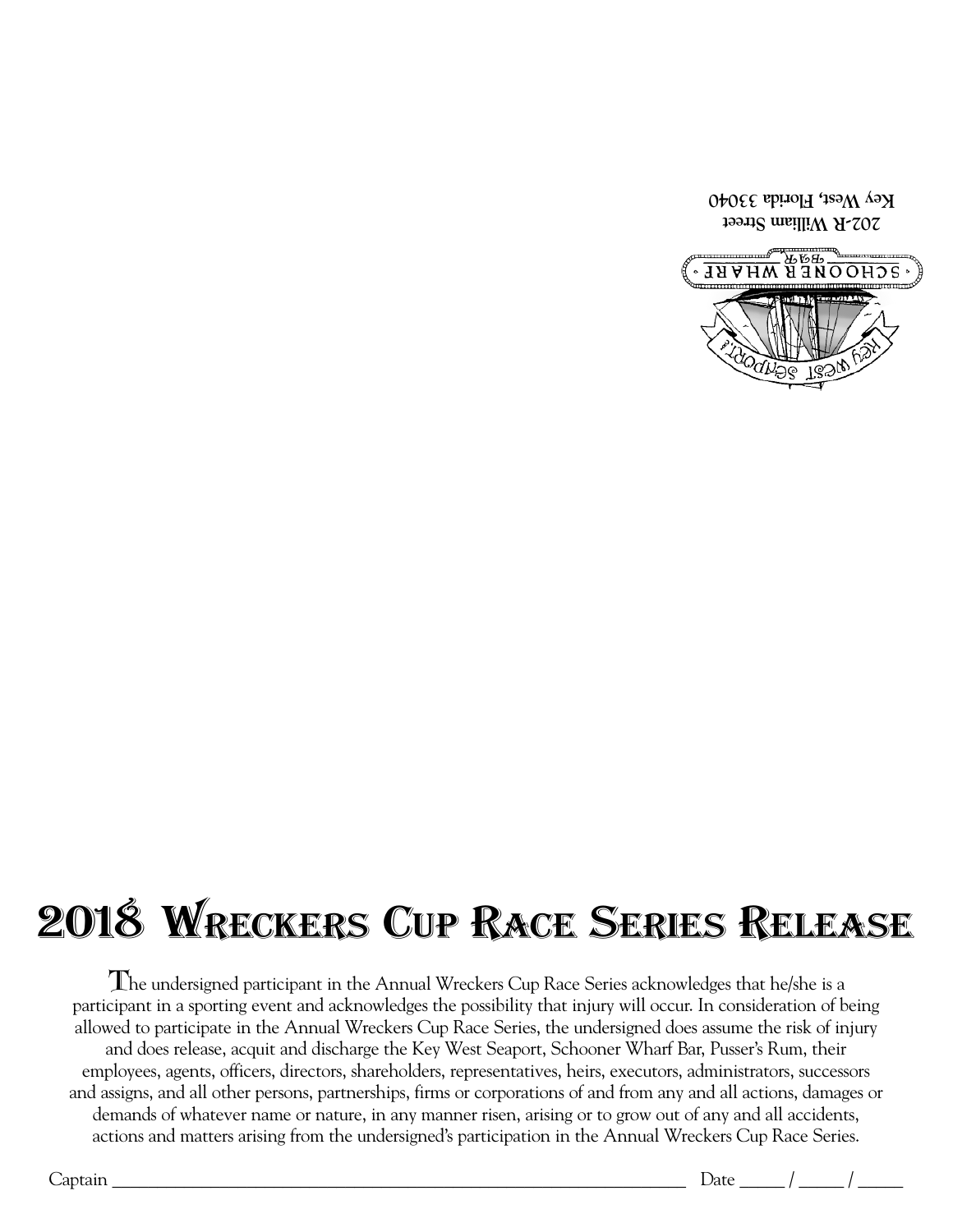202-R William Street
Key West, Florida 33040

# 2018 Wreckers Cup Race Series Release

The undersigned participant in the Annual Wreckers Cup Race Series acknowledges that he/she is a participant in a sporting event and acknowledges the possibility that injury will occur. In consideration of being allowed to participate in the Annual Wreckers Cup Race Series, the undersigned does assume the risk of injury and does release, acquit and discharge the Key West Seaport, Schooner Wharf Bar, Pusser's Rum, their employees, agents, officers, directors, shareholders, representatives, heirs, executors, administrators, successors and assigns, and all other persons, partnerships, firms or corporations of and from any and all actions, damages or demands of whatever name or nature, in any manner risen, arising or to grow out of any and all accidents, actions and matters arising from the undersigned's participation in the Annual Wreckers Cup Race Series.

Captain ______________________________________________ Date _____ / _____ / _____